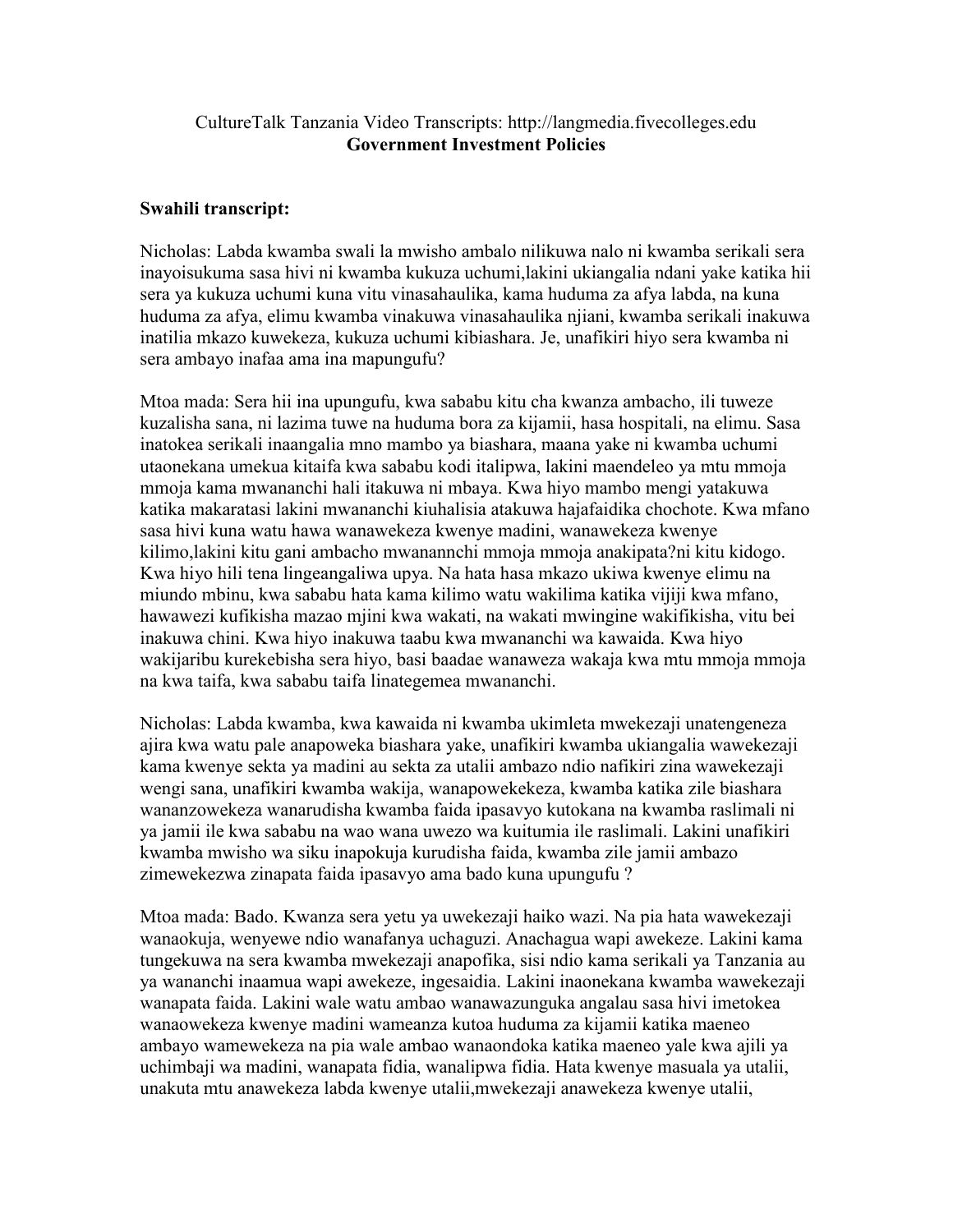CultureTalk Tanzania Video Transcripts: http://langmedia.fivecolleges.edu

**Government Investment Policies**

**Swahili transcript:**

Nicholas: Labda kwamba swali la mwisho ambalo nilikuwa nalo ni kwamba serikali sera inayoisukuma sasa hivi ni kwamba kukuza uchumi,lakini ukiangalia ndani yake katika hii sera ya kukuza uchumi kuna vitu vinasahaulika, kama huduma za afya labda, na kuna huduma za afya, elimu kwamba vinakuwa vinasahaulika njiani, kwamba serikali inakuwa inatilia mkazo kuwekeza, kukuza uchumi kibiashara. Je, unafikiri hiyo sera kwamba ni sera ambayo inafaa ama ina mapungufu?

Mtoa mada: Sera hii ina upungufu, kwa sababu kitu cha kwanza ambacho, ili tuweze kuzalisha sana, ni lazima tuwe na huduma bora za kijamii, hasa hospitali, na elimu. Sasa inatokea serikali inaangalia mno mambo ya biashara, maana yake ni kwamba uchumi utaonekana umekua kitaifa kwa sababu kodi italipwa, lakini maendeleo ya mtu mmoja mmoja kama mwananchi hali itakuwa ni mbaya. Kwa hiyo mambo mengi yatakuwa katika makaratasi lakini mwananchi kiuhalisia atakuwa hajafaidika chochote. Kwa mfano sasa hivi kuna watu hawa wanawekeza kwenye madini, wanawekeza kwenye kilimo,lakini kitu gani ambacho mwanannchi mmoja mmoja anakipata?ni kitu kidogo. Kwa hiyo hili tena lingeangaliwa upya. Na hata hasa mkazo ukiwa kwenye elimu na miundo mbinu, kwa sababu hata kama kilimo watu wakilima katika vijiji kwa mfano, hawawezi kufikisha mazao mjini kwa wakati, na wakati mwingine wakifikisha, vitu bei inakuwa chini. Kwa hiyo inakuwa taabu kwa mwananchi wa kawaida. Kwa hiyo wakijaribu kurekebisha sera hiyo, basi baadae wanaweza wakaja kwa mtu mmoja mmoja na kwa taifa, kwa sababu taifa linategemea mwananchi.

Nicholas: Labda kwamba, kwa kawaida ni kwamba ukimleta mwekezaji unatengeneza ajira kwa watu pale anapoweka biashara yake, unafikiri kwamba ukiangalia wawekezaji kama kwenye sekta ya madini au sekta za utalii ambazo ndio nafikiri zina wawekezaji wengi sana, unafikiri kwamba wakija, wanapowekekeza, kwamba katika zile biashara wananzowekeza wanarudisha kwamba faida ipasavyo kutokana na kwamba raslimali ni ya jamii ile kwa sababu na wao wana uwezo wa kuitumia ile raslimali. Lakini unafikiri kwamba mwisho wa siku inapokuja kurudisha faida, kwamba zile jamii ambazo zimewekezwa zinapata faida ipasavyo ama bado kuna upungufu ?

Mtoa mada: Bado. Kwanza sera yetu ya uwekezaji haiko wazi. Na pia hata wawekezaji wanaokuja, wenyewe ndio wanafanya uchaguzi. Anachagua wapi awekeze. Lakini kama tungekuwa na sera kwamba mwekezaji anapofika, sisi ndio kama serikali ya Tanzania au ya wananchi inaamua wapi awekeze, ingesaidia. Lakini inaonekana kwamba wawekezaji wanapata faida. Lakini wale watu ambao wanawazunguka angalau sasa hivi imetokea wanaowekeza kwenye madini wameanza kutoa huduma za kijamii katika maeneo ambayo wamewekeza na pia wale ambao wanaondoka katika maeneo yale kwa ajili ya uchimbaji wa madini, wanapata fidia, wanalipwa fidia. Hata kwenye masuala ya utalii, unakuta mtu anawekeza labda kwenye utalii,mwekezaji anawekeza kwenye utalii,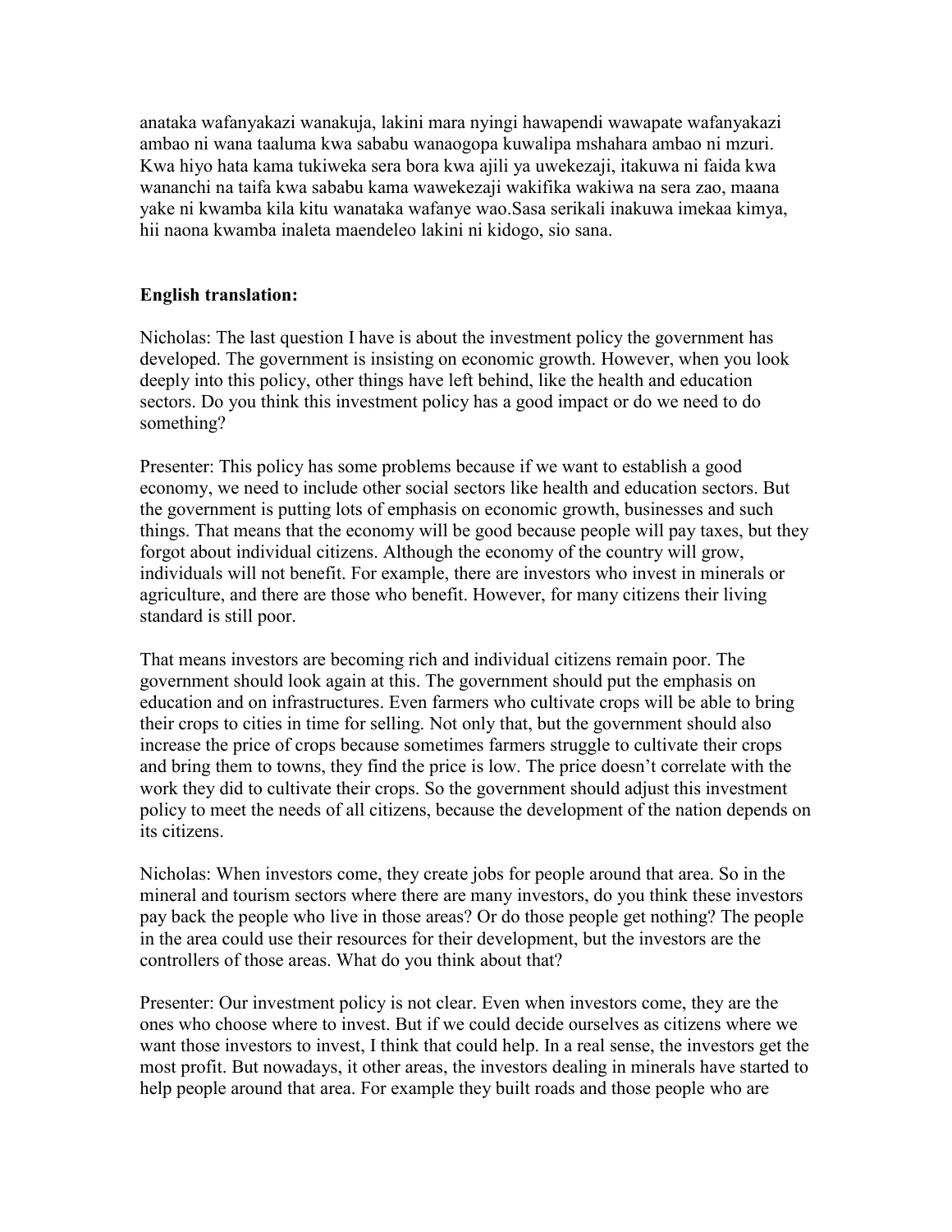anataka wafanyakazi wanakuja, lakini mara nyingi hawapendi wawapate wafanyakazi ambao ni wana taaluma kwa sababu wanaogopa kuwalipa mshahara ambao ni mzuri. Kwa hiyo hata kama tukiweka sera bora kwa ajili ya uwekezaji, itakuwa ni faida kwa wananchi na taifa kwa sababu kama wawekezaji wakifika wakiwa na sera zao, maana yake ni kwamba kila kitu wanataka wafanye wao.Sasa serikali inakuwa imekaa kimya, hii naona kwamba inaleta maendeleo lakini ni kidogo, sio sana.

**English translation:**

Nicholas: The last question I have is about the investment policy the government has developed. The government is insisting on economic growth. However, when you look deeply into this policy, other things have left behind, like the health and education sectors. Do you think this investment policy has a good impact or do we need to do something?

Presenter: This policy has some problems because if we want to establish a good economy, we need to include other social sectors like health and education sectors. But the government is putting lots of emphasis on economic growth, businesses and such things. That means that the economy will be good because people will pay taxes, but they forgot about individual citizens. Although the economy of the country will grow, individuals will not benefit. For example, there are investors who invest in minerals or agriculture, and there are those who benefit. However, for many citizens their living standard is still poor.

That means investors are becoming rich and individual citizens remain poor. The government should look again at this. The government should put the emphasis on education and on infrastructures. Even farmers who cultivate crops will be able to bring their crops to cities in time for selling. Not only that, but the government should also increase the price of crops because sometimes farmers struggle to cultivate their crops and bring them to towns, they find the price is low. The price doesn't correlate with the work they did to cultivate their crops. So the government should adjust this investment policy to meet the needs of all citizens, because the development of the nation depends on its citizens.

Nicholas: When investors come, they create jobs for people around that area. So in the mineral and tourism sectors where there are many investors, do you think these investors pay back the people who live in those areas? Or do those people get nothing? The people in the area could use their resources for their development, but the investors are the controllers of those areas. What do you think about that?

Presenter: Our investment policy is not clear. Even when investors come, they are the ones who choose where to invest. But if we could decide ourselves as citizens where we want those investors to invest, I think that could help. In a real sense, the investors get the most profit. But nowadays, it other areas, the investors dealing in minerals have started to help people around that area. For example they built roads and those people who are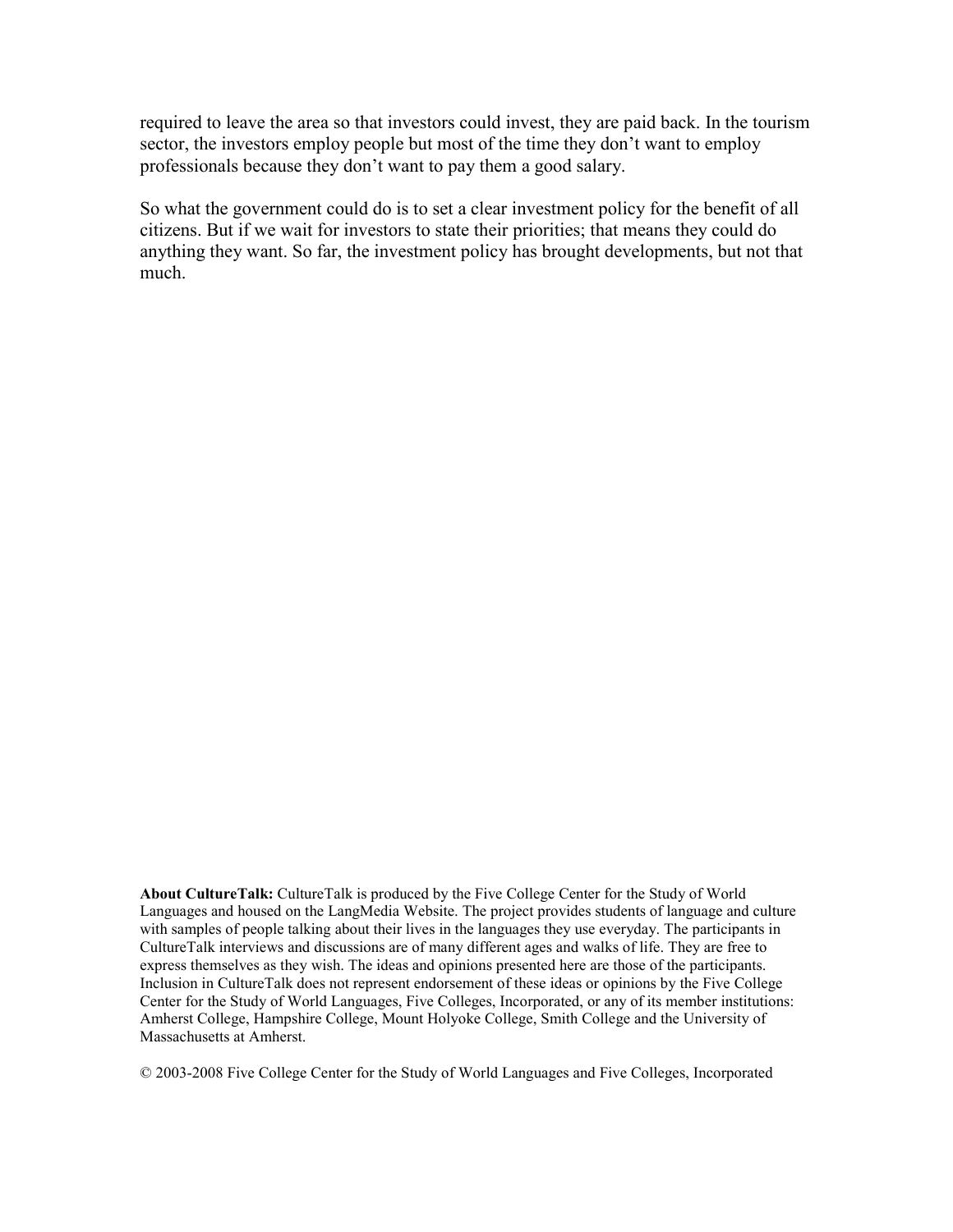required to leave the area so that investors could invest, they are paid back. In the tourism sector, the investors employ people but most of the time they don't want to employ professionals because they don't want to pay them a good salary.

So what the government could do is to set a clear investment policy for the benefit of all citizens. But if we wait for investors to state their priorities; that means they could do anything they want. So far, the investment policy has brought developments, but not that much.

**About CultureTalk:** CultureTalk is produced by the Five College Center for the Study of World Languages and housed on the LangMedia Website. The project provides students of language and culture with samples of people talking about their lives in the languages they use everyday. The participants in CultureTalk interviews and discussions are of many different ages and walks of life. They are free to express themselves as they wish. The ideas and opinions presented here are those of the participants. Inclusion in CultureTalk does not represent endorsement of these ideas or opinions by the Five College Center for the Study of World Languages, Five Colleges, Incorporated, or any of its member institutions: Amherst College, Hampshire College, Mount Holyoke College, Smith College and the University of Massachusetts at Amherst.

© 2003-2008 Five College Center for the Study of World Languages and Five Colleges, Incorporated